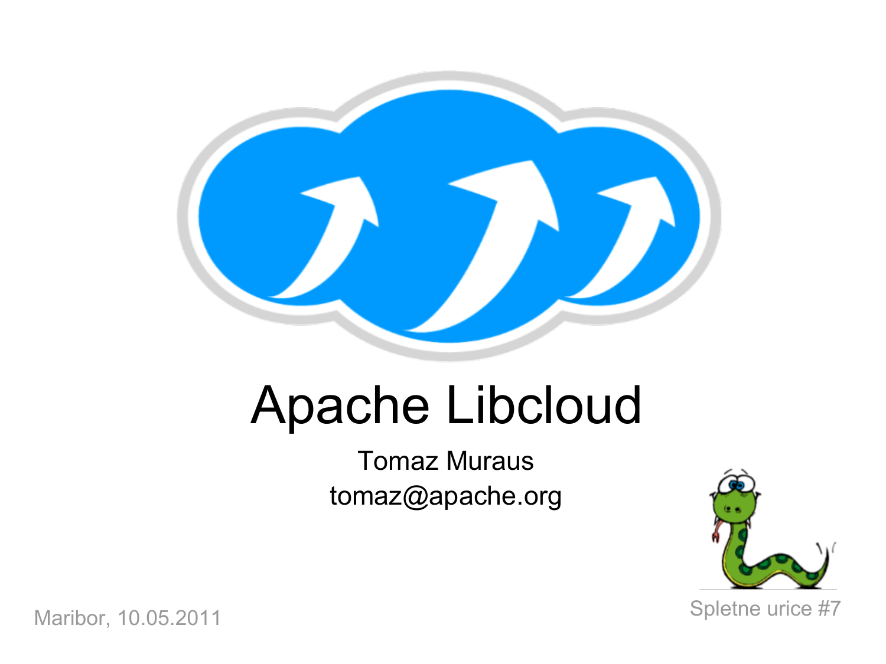# Apache Libcloud

Tomaz Muraus

tomaz@apache.org

Maribor, 10.05.2011

Spletne urice #7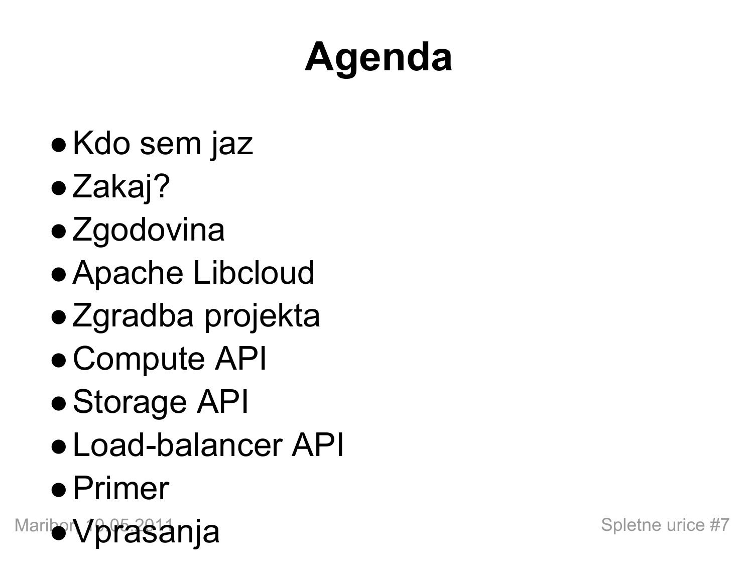# Agenda

- Kdo sem jaz
- Zakaj?
- Zgodovina
- Apache Libcloud
- Zgradba projekta
- Compute API
- Storage API
- Load-balancer API
- Primer
- Vprasanja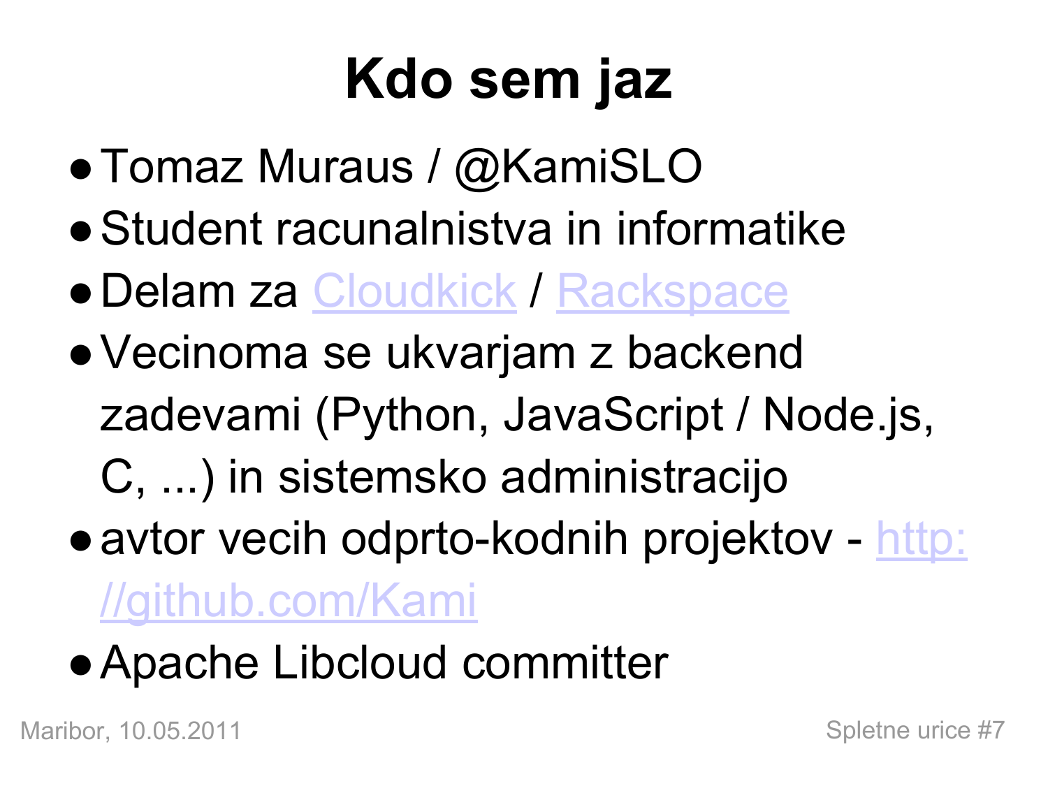# Kdo sem jaz

- Tomaz Muraus / @KamiSLO
- Student racunalnistva in informatike
- Delam za Cloudkick / Rackspace
- Vecinoma se ukvarjam z backend zadevami (Python, JavaScript / Node.js, C, ...) in sistemsko administracijo
- avtor vecih odprto-kodnih projektov - http://github.com/Kami
- Apache Libcloud committer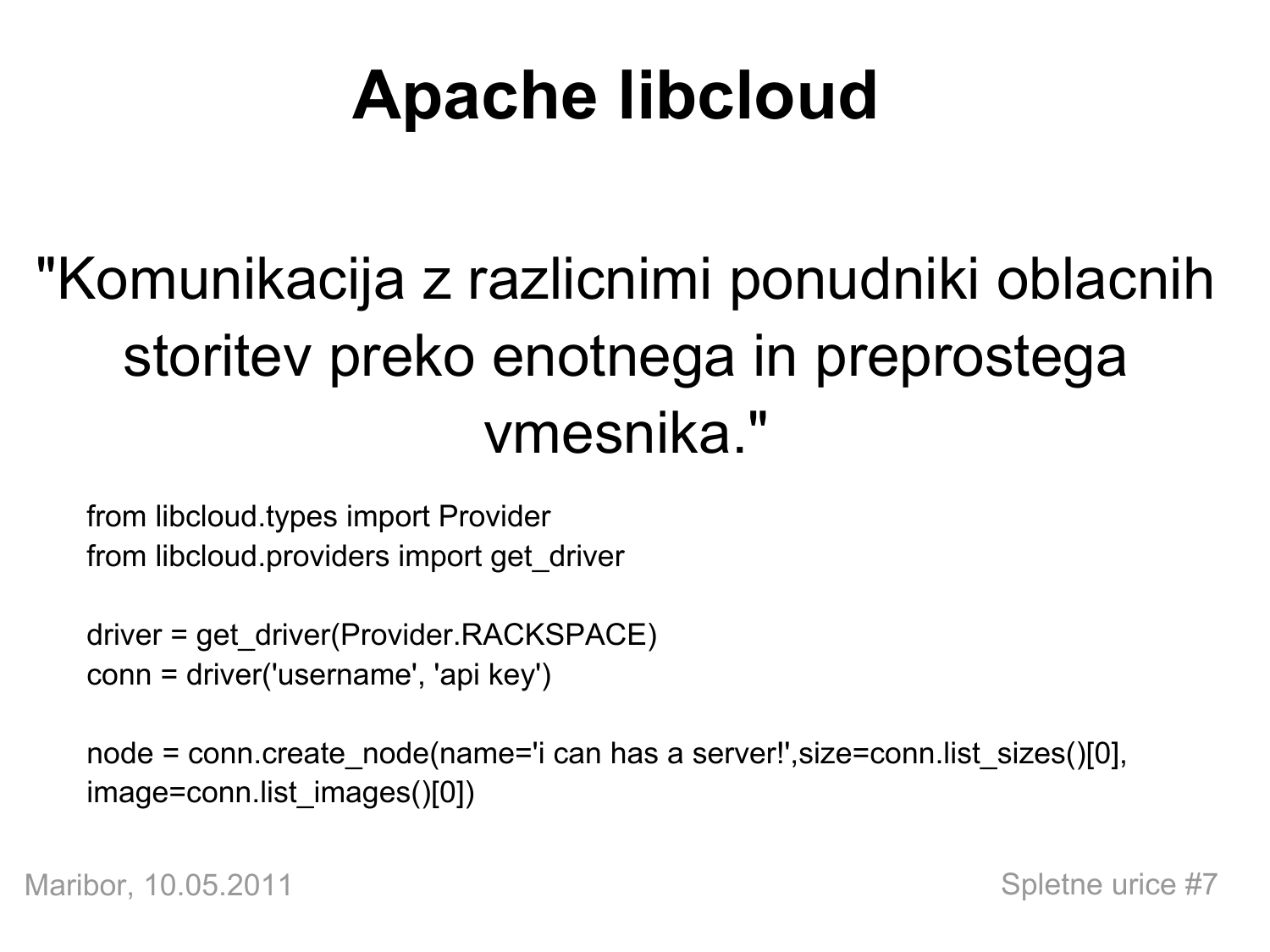# Apache libcloud

"Komunikacija z razlicnimi ponudniki oblacnih storitev preko enotnega in preprostega vmesnika."

```
from libcloud.types import Provider
from libcloud.providers import get_driver

driver = get_driver(Provider.RACKSPACE)
conn = driver('username', 'api key')

node = conn.create_node(name='i can has a server!',size=conn.list_sizes()[0],
image=conn.list_images()[0])
```

Maribor, 10.05.2011

Spletne urice #7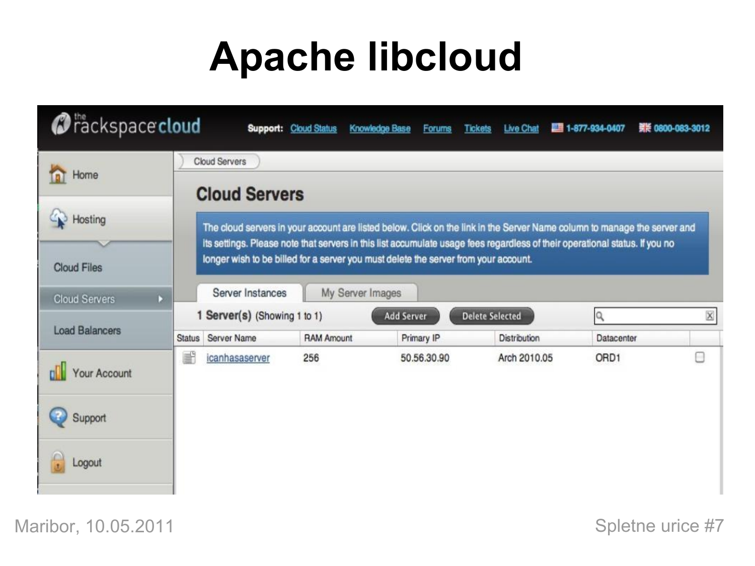# Apache libcloud

the rackspace cloud

**Support:** Cloud Status | Knowledge Base | Forums | Tickets | Live Chat | 1-877-934-0407 | 0800-083-3012

- Home
- Hosting
  - Cloud Files
  - Cloud Servers
  - Load Balancers
- Your Account
- Support
- Logout

Cloud Servers

## Cloud Servers

The cloud servers in your account are listed below. Click on the link in the Server Name column to manage the server and its settings. Please note that servers in this list accumulate usage fees regardless of their operational status. If you no longer wish to be billed for a server you must delete the server from your account.

Server Instances | My Server Images

**1 Server(s)** (Showing 1 to 1)  Add Server  Delete Selected

| Status | Server Name | RAM Amount | Primary IP | Distribution | Datacenter |
|---|---|---|---|---|---|
| | icanhasaserver | 256 | 50.56.30.90 | Arch 2010.05 | ORD1 |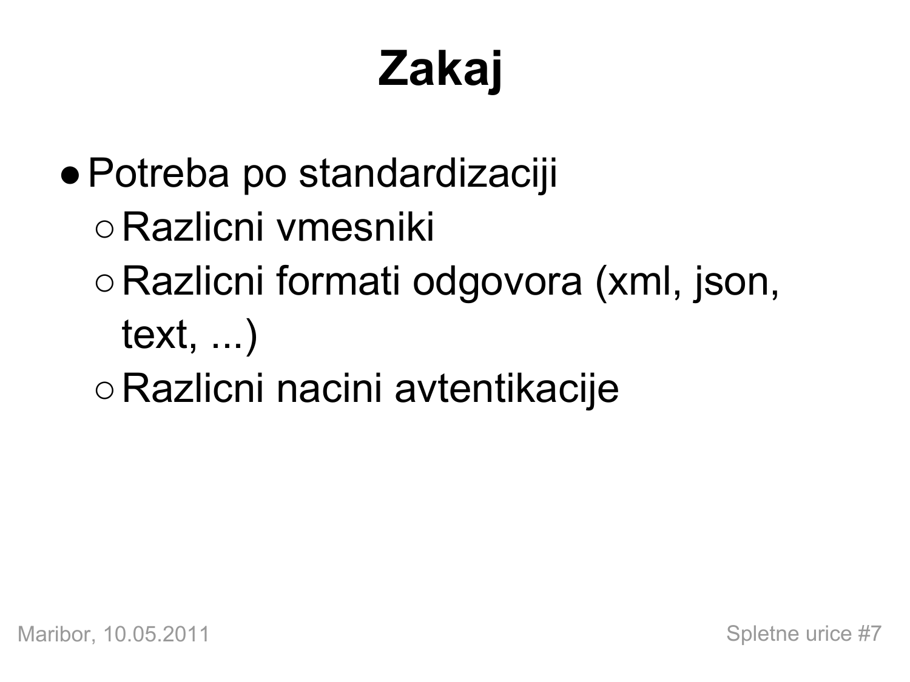# Zakaj

- Potreba po standardizaciji
  - Razlicni vmesniki
  - Razlicni formati odgovora (xml, json, text, ...)
  - Razlicni nacini avtentikacije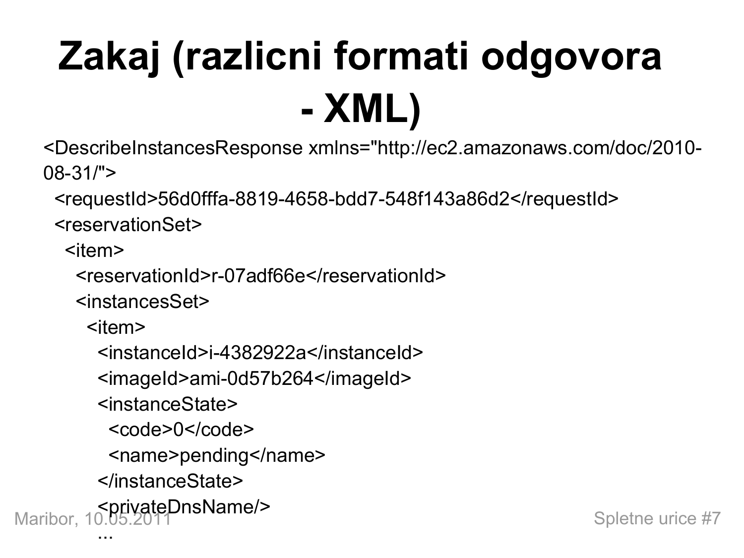# Zakaj (razlicni formati odgovora - XML)

```
<DescribeInstancesResponse xmlns="http://ec2.amazonaws.com/doc/2010-08-31/">
  <requestId>56d0fffa-8819-4658-bdd7-548f143a86d2</requestId>
  <reservationSet>
    <item>
      <reservationId>r-07adf66e</reservationId>
      <instancesSet>
        <item>
          <instanceId>i-4382922a</instanceId>
          <imageId>ami-0d57b264</imageId>
          <instanceState>
            <code>0</code>
            <name>pending</name>
          </instanceState>
          <privateDnsName/>
          ...
```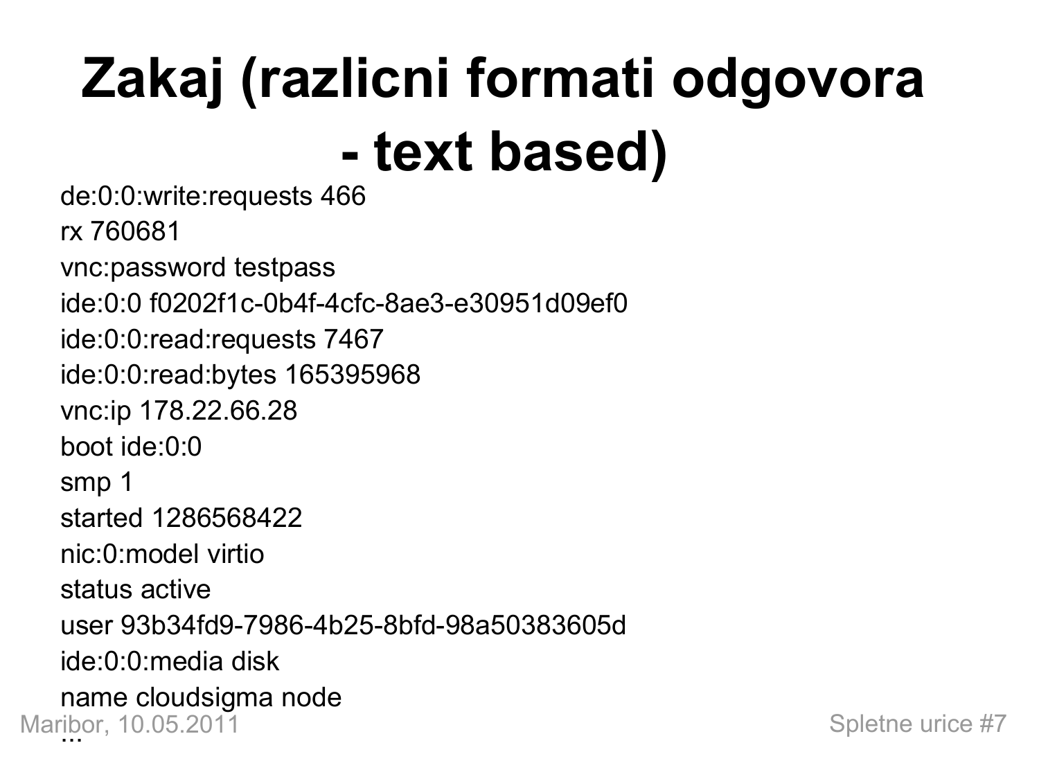# Zakaj (razlicni formati odgovora - text based)

de:0:0:write:requests 466
rx 760681
vnc:password testpass
ide:0:0 f0202f1c-0b4f-4cfc-8ae3-e30951d09ef0
ide:0:0:read:requests 7467
ide:0:0:read:bytes 165395968
vnc:ip 178.22.66.28
boot ide:0:0
smp 1
started 1286568422
nic:0:model virtio
status active
user 93b34fd9-7986-4b25-8bfd-98a50383605d
ide:0:0:media disk
name cloudsigma node
...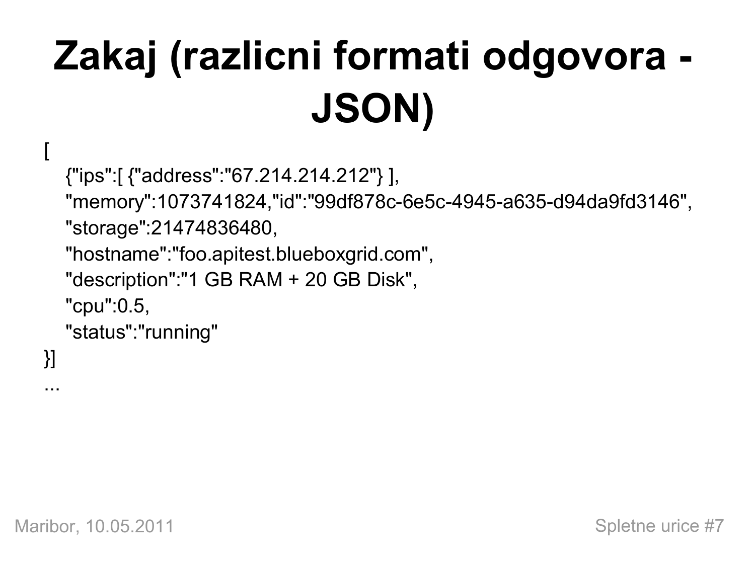# Zakaj (razlicni formati odgovora - JSON)

```
[
   {"ips":[ {"address":"67.214.214.212"} ],
   "memory":1073741824,"id":"99df878c-6e5c-4945-a635-d94da9fd3146",
   "storage":21474836480,
   "hostname":"foo.apitest.blueboxgrid.com",
   "description":"1 GB RAM + 20 GB Disk",
   "cpu":0.5,
   "status":"running"
}]
...
```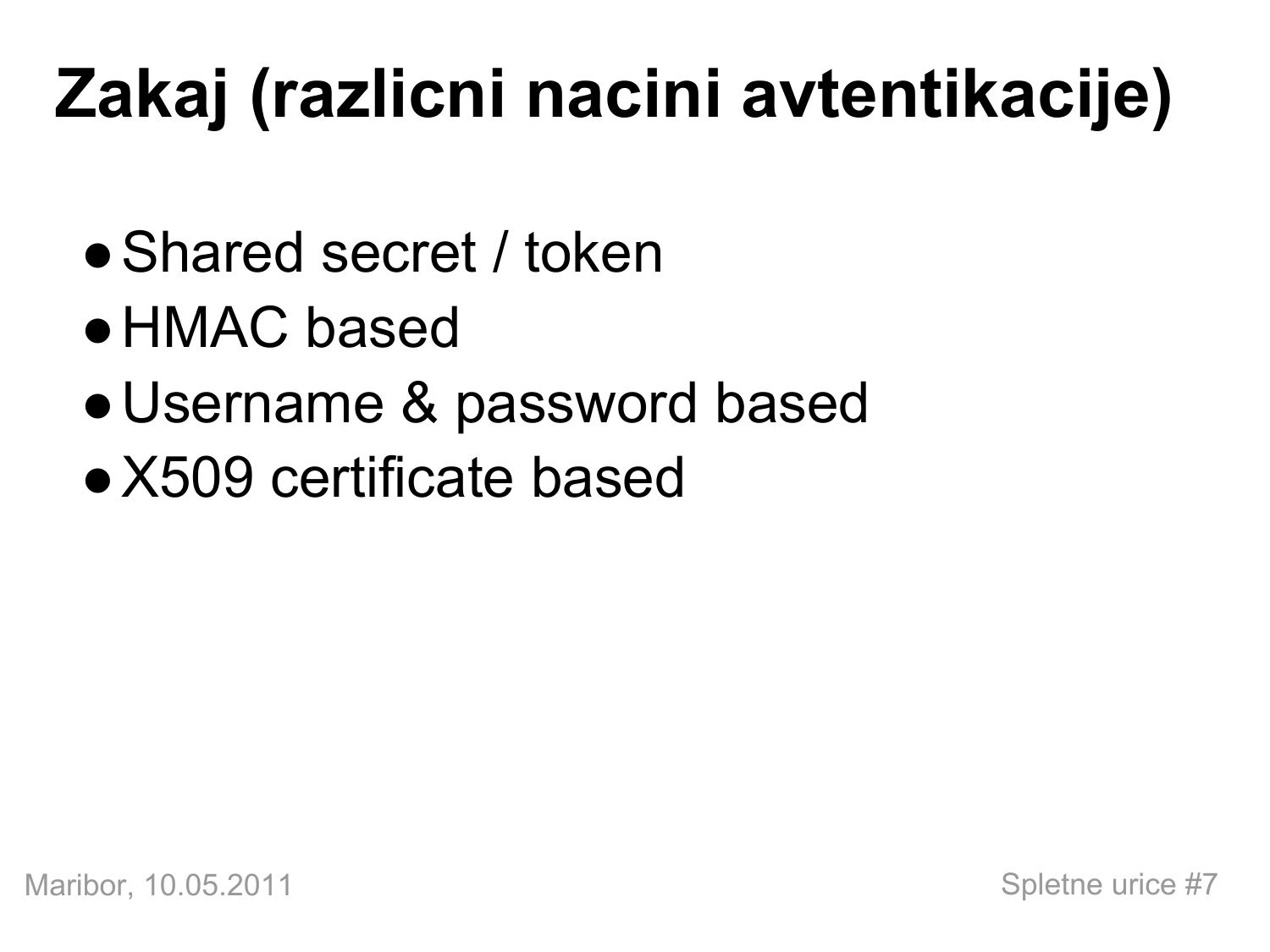# Zakaj (razlicni nacini avtentikacije)

- Shared secret / token
- HMAC based
- Username & password based
- X509 certificate based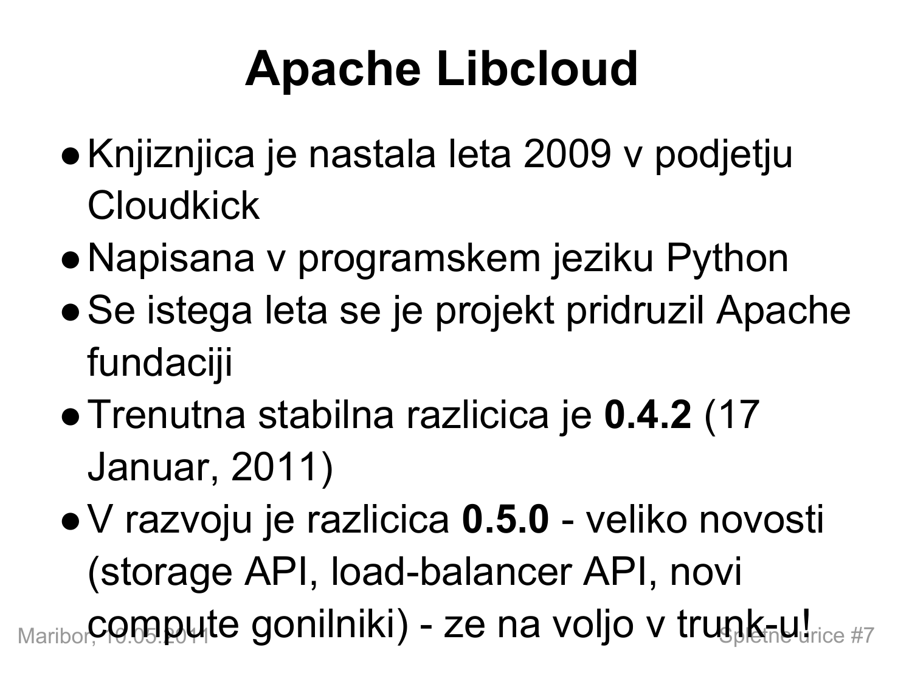# Apache Libcloud

- Knjiznjica je nastala leta 2009 v podjetju Cloudkick
- Napisana v programskem jeziku Python
- Se istega leta se je projekt pridruzil Apache fundaciji
- Trenutna stabilna razlicica je **0.4.2** (17 Januar, 2011)
- V razvoju je razlicica **0.5.0** - veliko novosti (storage API, load-balancer API, novi compute gonilniki) - ze na voljo v trunk-u!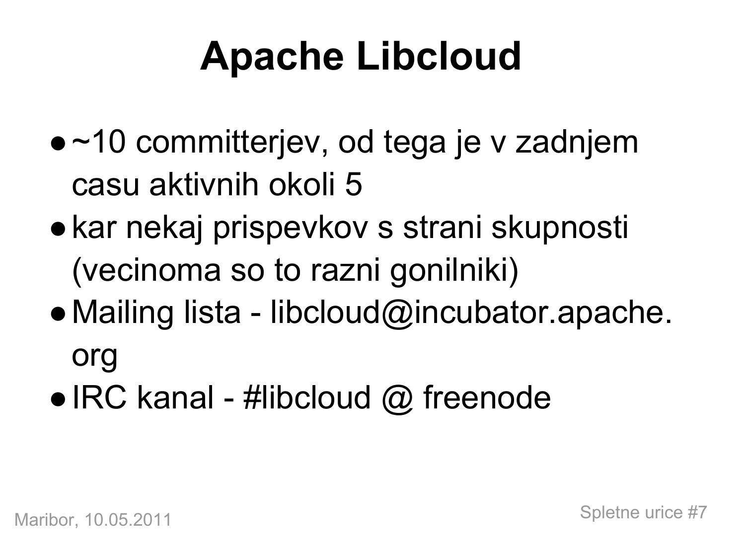# Apache Libcloud

- ~10 committerjev, od tega je v zadnjem casu aktivnih okoli 5
- kar nekaj prispevkov s strani skupnosti (vecinoma so to razni gonilniki)
- Mailing lista - libcloud@incubator.apache.org
- IRC kanal - #libcloud @ freenode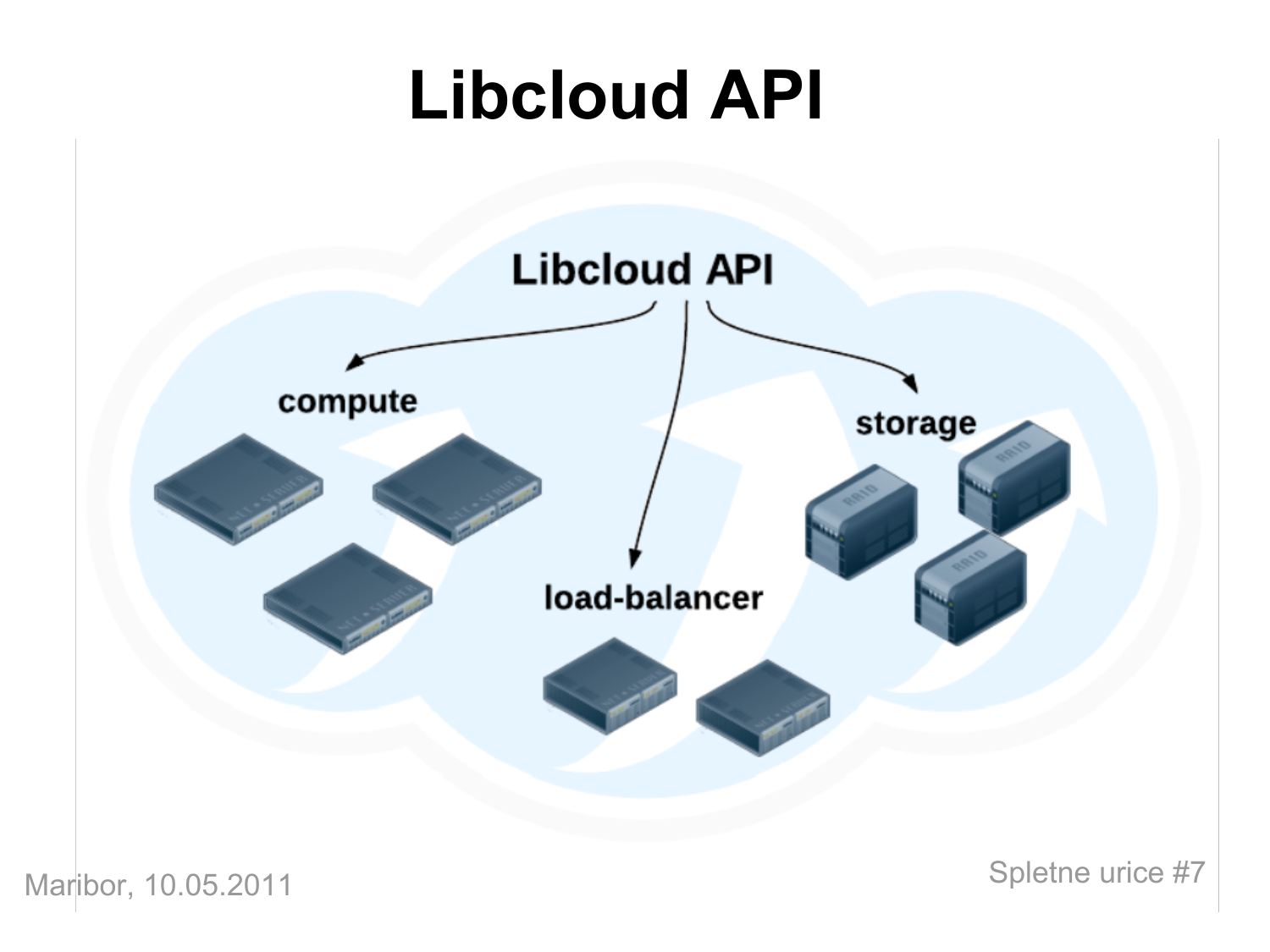# Libcloud API

Libcloud API

compute

load-balancer

storage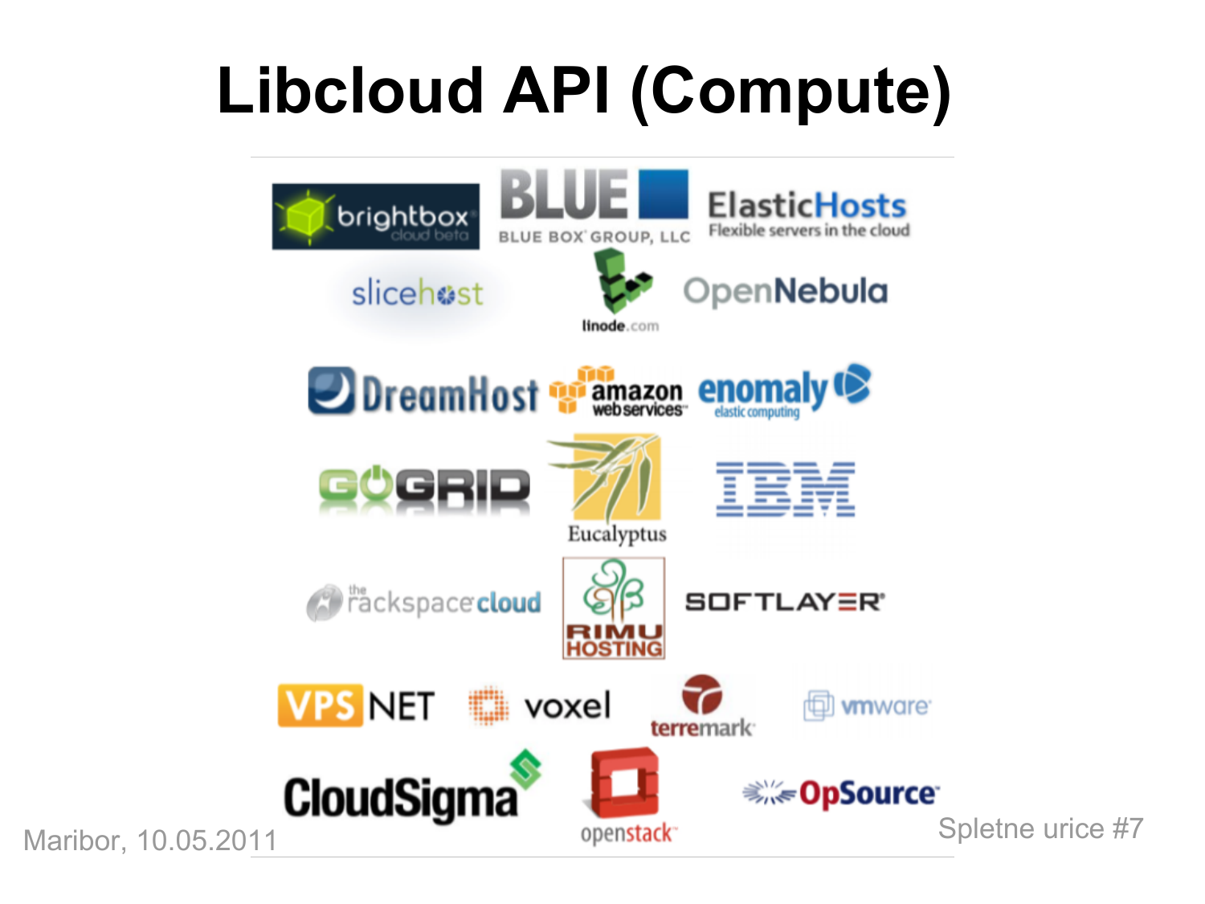# Libcloud API (Compute)

brightbox cloud beta

BLUE BOX GROUP, LLC

ElasticHosts Flexible servers in the cloud

slicehost

linode.com

OpenNebula

DreamHost

amazon web services

enomaly elastic computing

GOGRID

Eucalyptus

IBM

the rackspace cloud

RIMU HOSTING

SOFTLAYER

VPS NET

voxel

terremark

vmware

CloudSigma

openstack

OpSource

Maribor, 10.05.2011

Spletne urice #7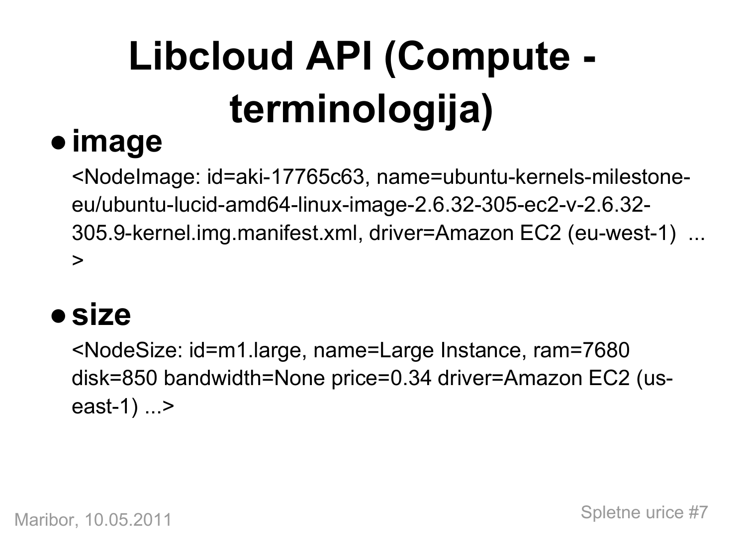# Libcloud API (Compute - terminologija)

- **image**

  <NodeImage: id=aki-17765c63, name=ubuntu-kernels-milestone-eu/ubuntu-lucid-amd64-linux-image-2.6.32-305-ec2-v-2.6.32-305.9-kernel.img.manifest.xml, driver=Amazon EC2 (eu-west-1) ... >

- **size**

  <NodeSize: id=m1.large, name=Large Instance, ram=7680 disk=850 bandwidth=None price=0.34 driver=Amazon EC2 (us-east-1) ...>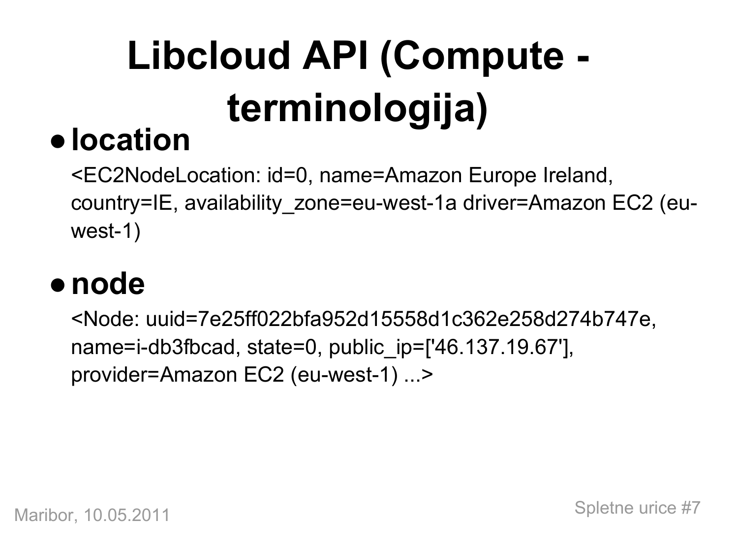# Libcloud API (Compute - terminologija)

- **location**

  <EC2NodeLocation: id=0, name=Amazon Europe Ireland, country=IE, availability_zone=eu-west-1a driver=Amazon EC2 (eu-west-1)

- **node**

  <Node: uuid=7e25ff022bfa952d15558d1c362e258d274b747e, name=i-db3fbcad, state=0, public_ip=['46.137.19.67'], provider=Amazon EC2 (eu-west-1) ...>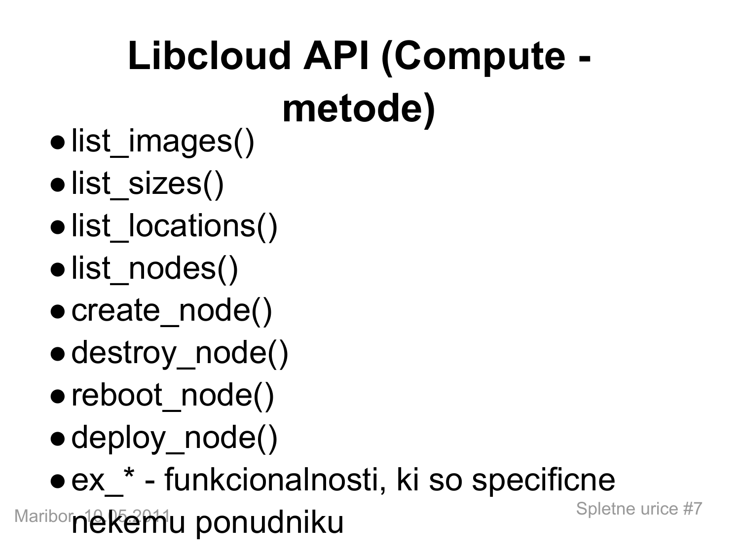# Libcloud API (Compute - metode)

- list_images()
- list_sizes()
- list_locations()
- list_nodes()
- create_node()
- destroy_node()
- reboot_node()
- deploy_node()
- ex_* - funkcionalnosti, ki so specificne nekemu ponudniku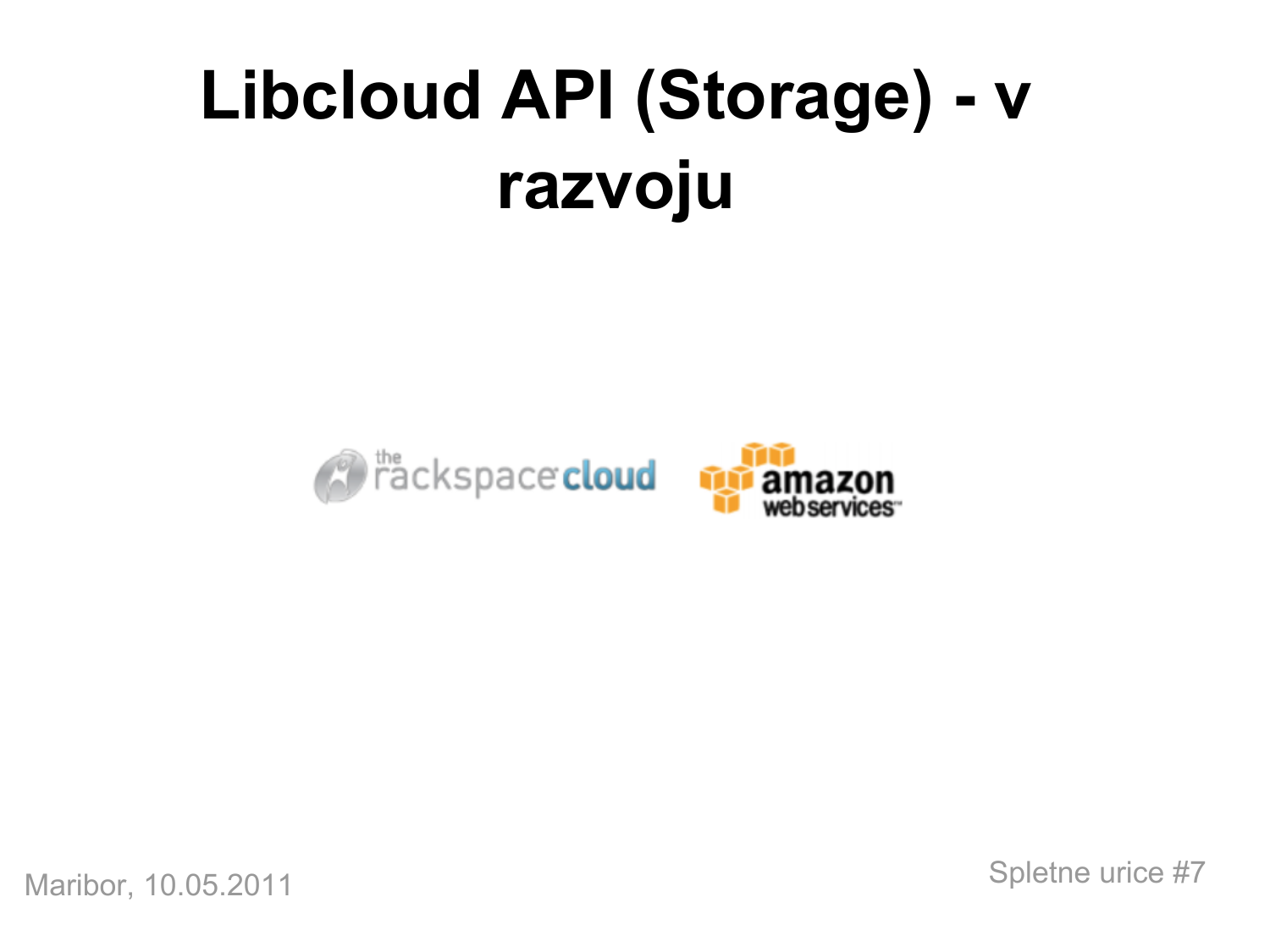# Libcloud API (Storage) - v razvoju

the rackspace cloud amazon web services

Maribor, 10.05.2011

Spletne urice #7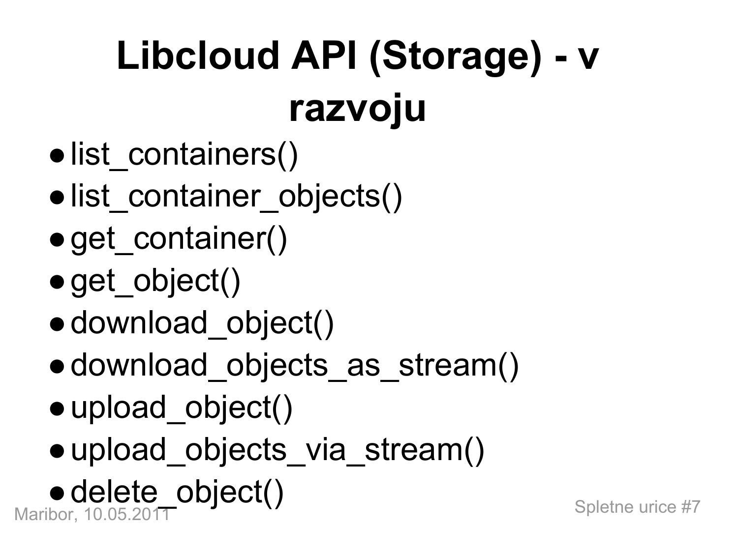# Libcloud API (Storage) - v razvoju

- list_containers()
- list_container_objects()
- get_container()
- get_object()
- download_object()
- download_objects_as_stream()
- upload_object()
- upload_objects_via_stream()
- delete_object()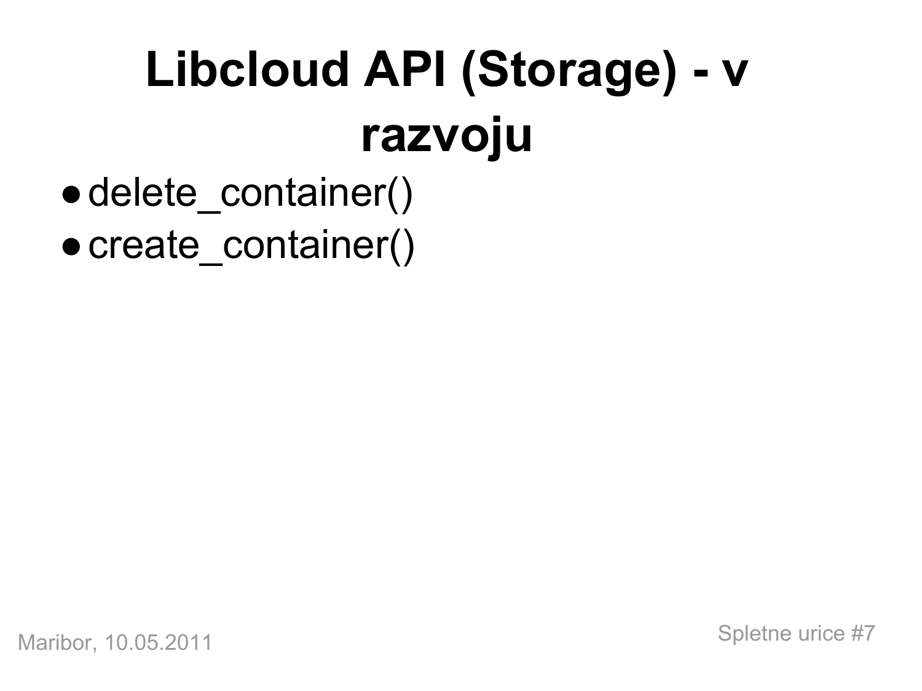# Libcloud API (Storage) - v razvoju

- delete_container()
- create_container()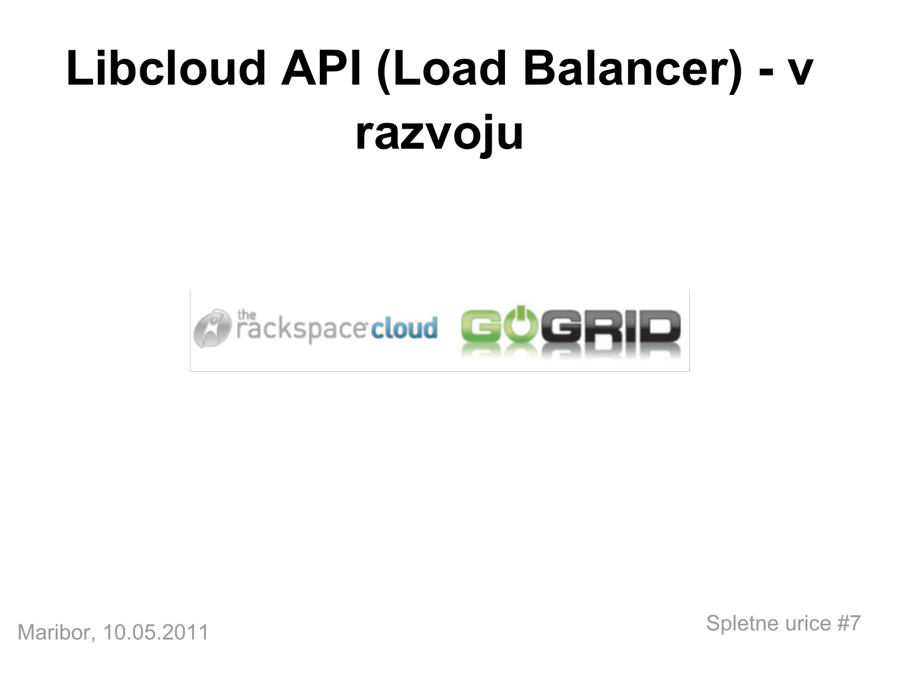# Libcloud API (Load Balancer) - v razvoju

Maribor, 10.05.2011

Spletne urice #7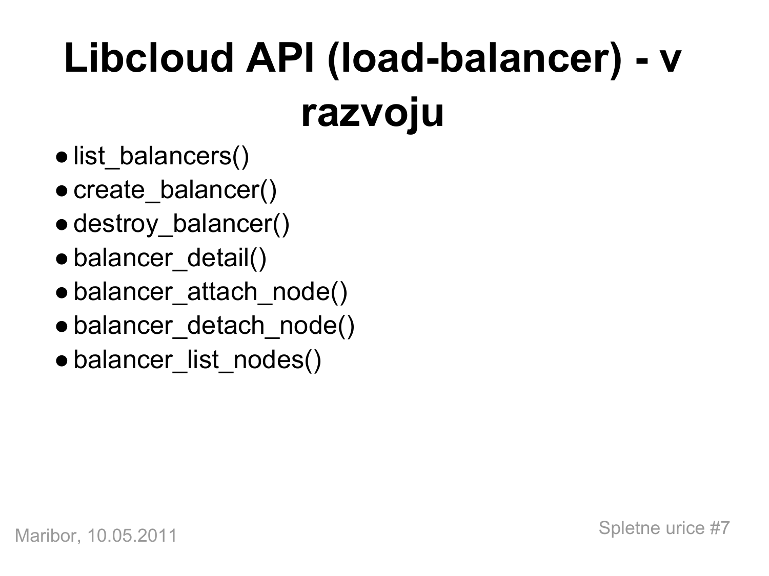# Libcloud API (load-balancer) - v razvoju

- list_balancers()
- create_balancer()
- destroy_balancer()
- balancer_detail()
- balancer_attach_node()
- balancer_detach_node()
- balancer_list_nodes()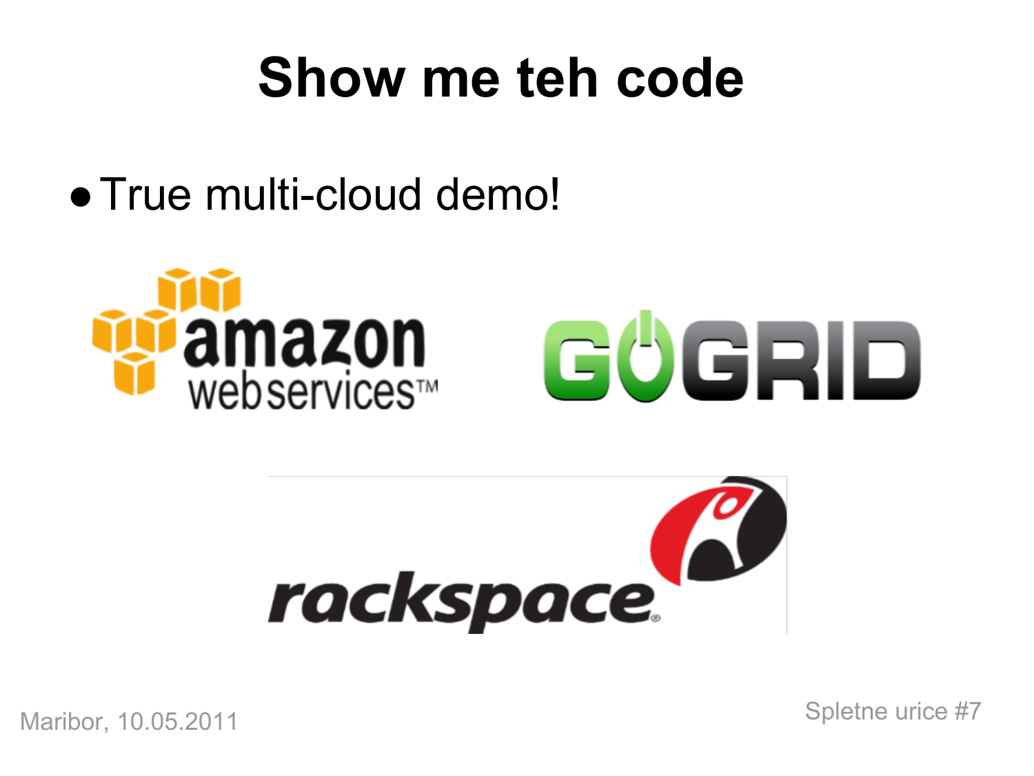# Show me teh code

- True multi-cloud demo!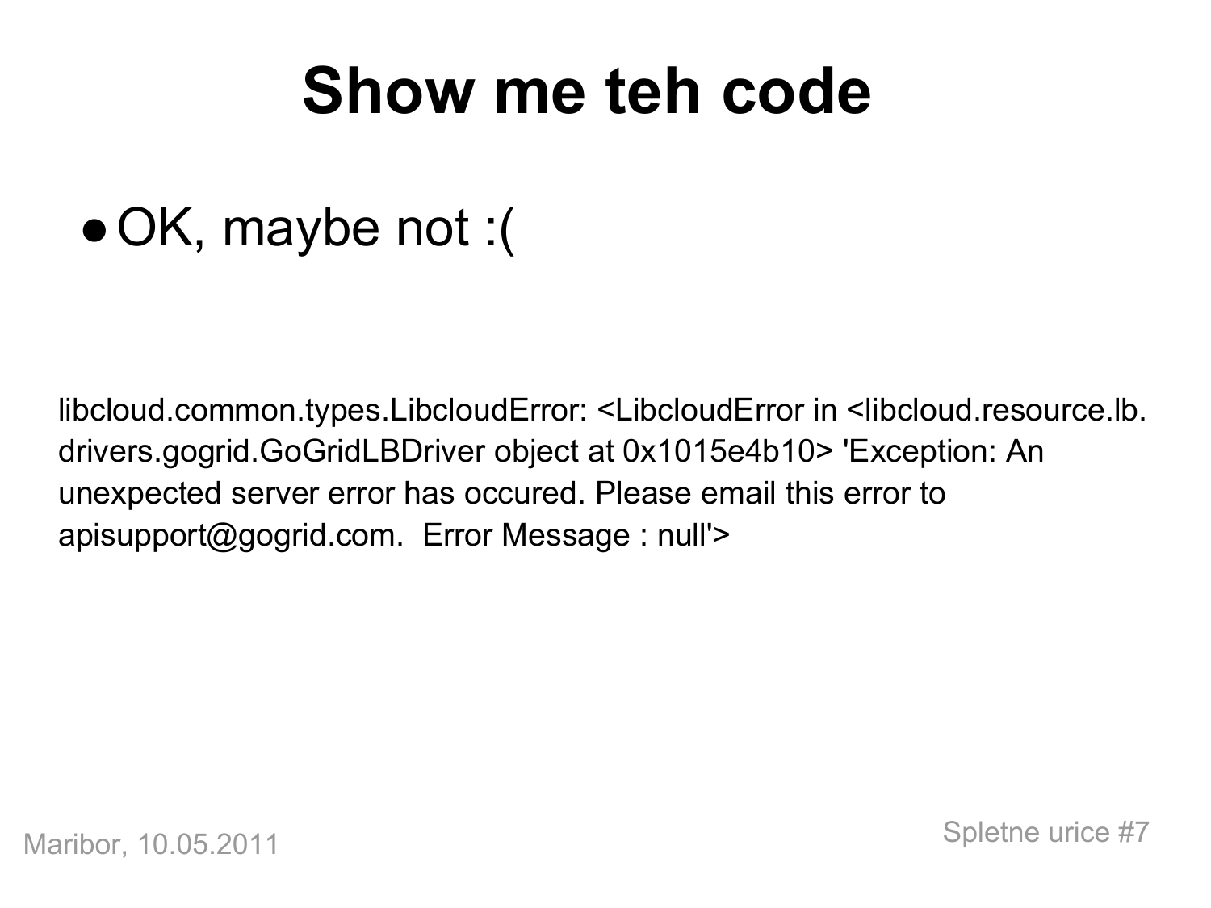# Show me teh code

- OK, maybe not :(

```
libcloud.common.types.LibcloudError: <LibcloudError in <libcloud.resource.lb.drivers.gogrid.GoGridLBDriver object at 0x1015e4b10> 'Exception: An unexpected server error has occured. Please email this error to apisupport@gogrid.com.  Error Message : null'>
```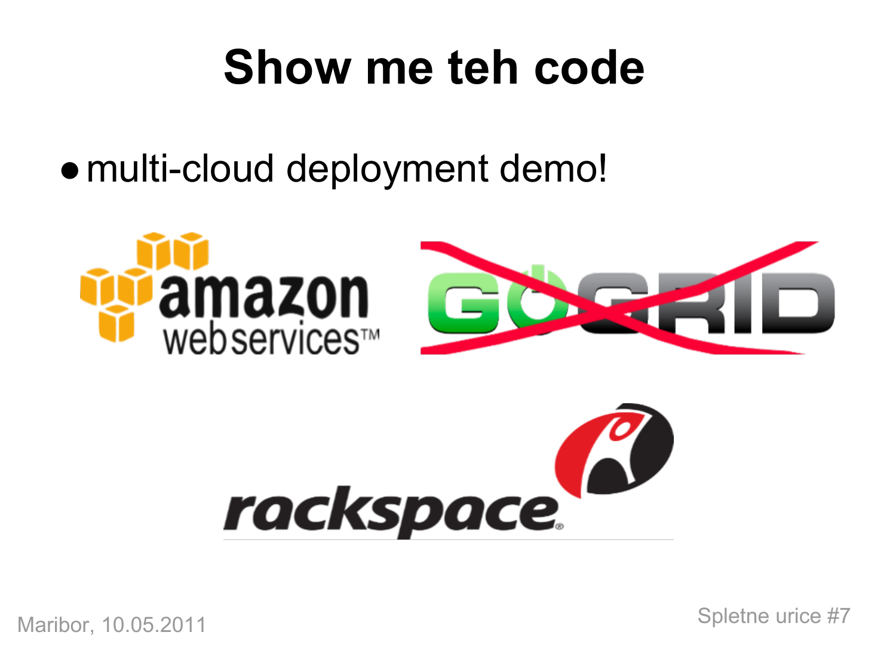# Show me teh code

- multi-cloud deployment demo!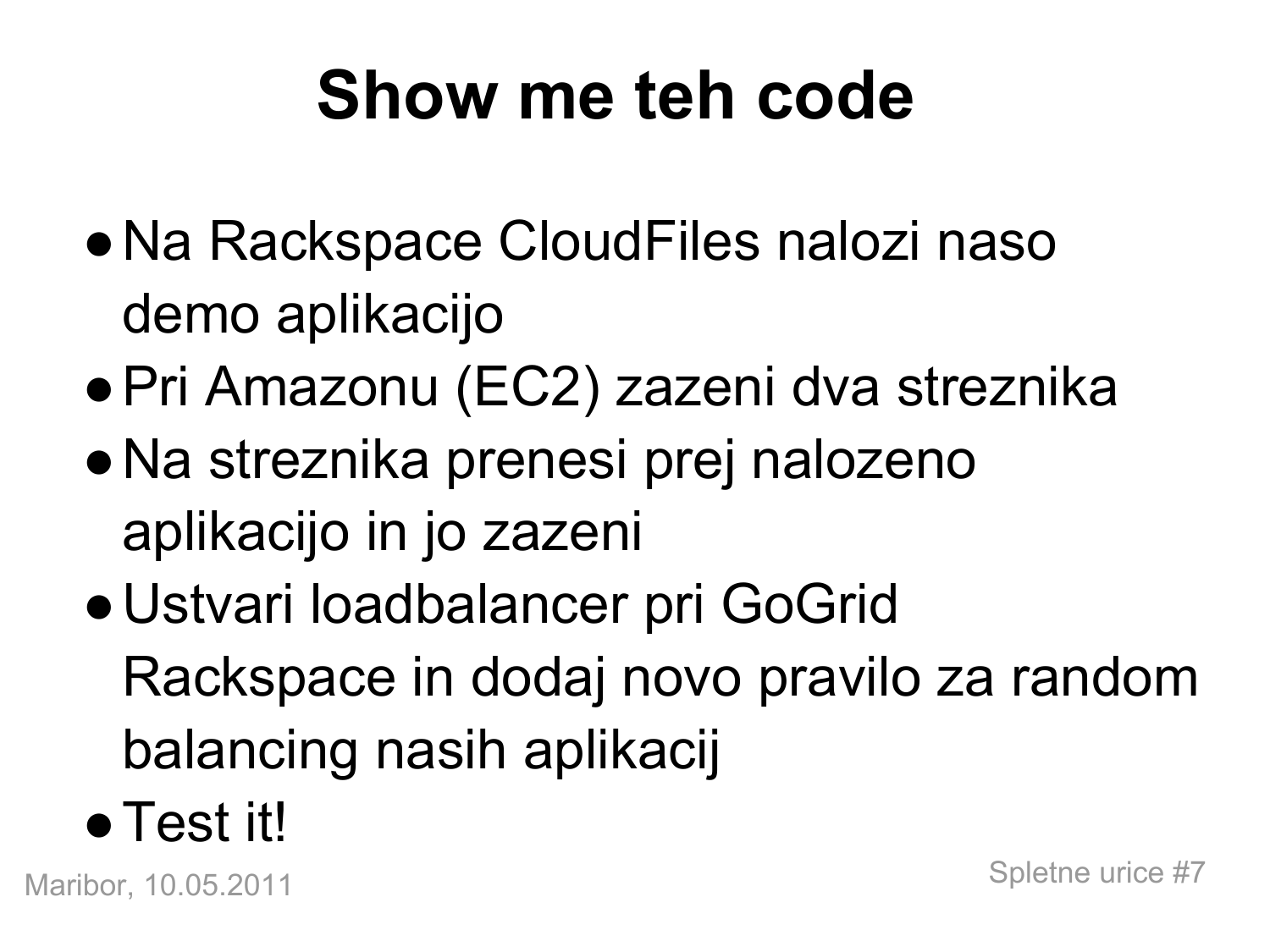# Show me teh code

- Na Rackspace CloudFiles nalozi naso demo aplikacijo
- Pri Amazonu (EC2) zazeni dva streznika
- Na streznika prenesi prej nalozeno aplikacijo in jo zazeni
- Ustvari loadbalancer pri GoGrid Rackspace in dodaj novo pravilo za random balancing nasih aplikacij
- Test it!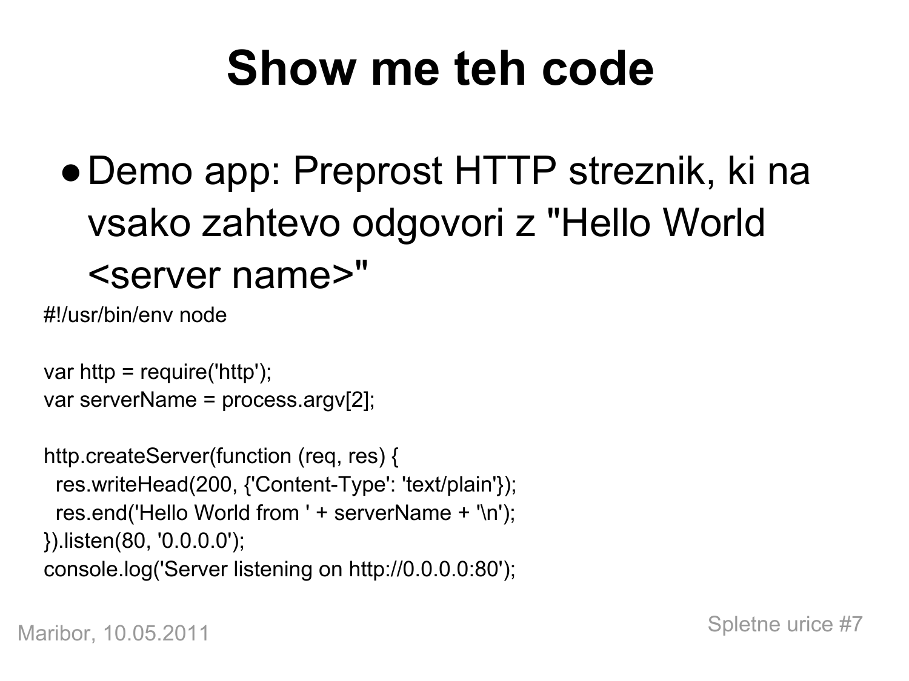# Show me teh code

- Demo app: Preprost HTTP streznik, ki na vsako zahtevo odgovori z "Hello World <server name>"

```
#!/usr/bin/env node

var http = require('http');
var serverName = process.argv[2];

http.createServer(function (req, res) {
  res.writeHead(200, {'Content-Type': 'text/plain'});
  res.end('Hello World from ' + serverName + '\n');
}).listen(80, '0.0.0.0');
console.log('Server listening on http://0.0.0.0:80');
```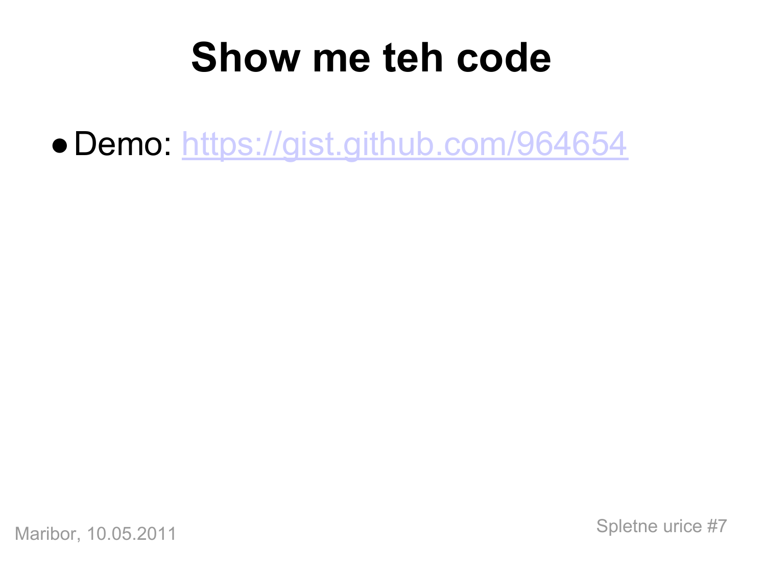# Show me teh code

- Demo: [https://gist.github.com/964654](https://gist.github.com/964654)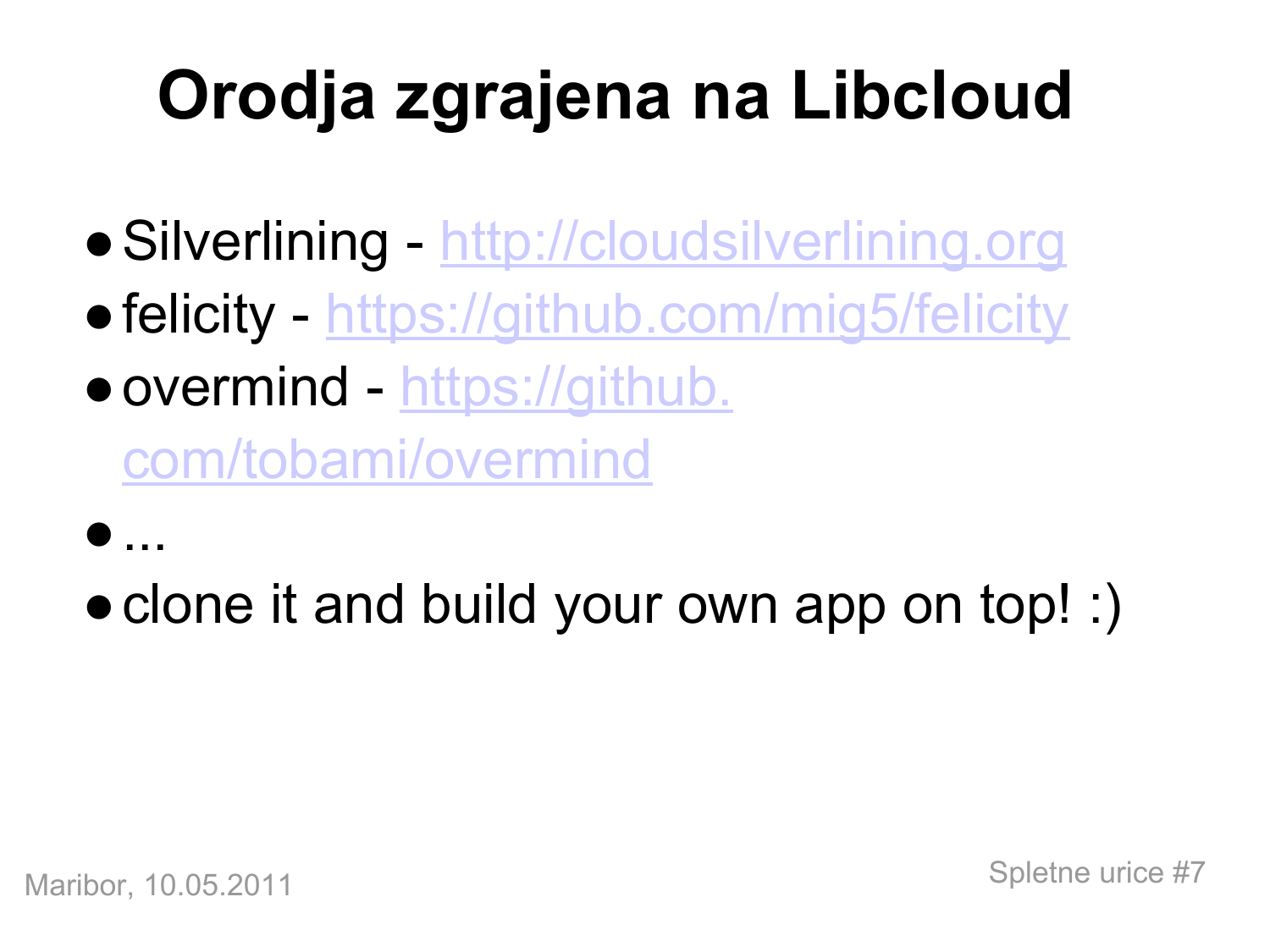# Orodja zgrajena na Libcloud

- Silverlining - http://cloudsilverlining.org
- felicity - https://github.com/mig5/felicity
- overmind - https://github.com/tobami/overmind
- ...
- clone it and build your own app on top! :)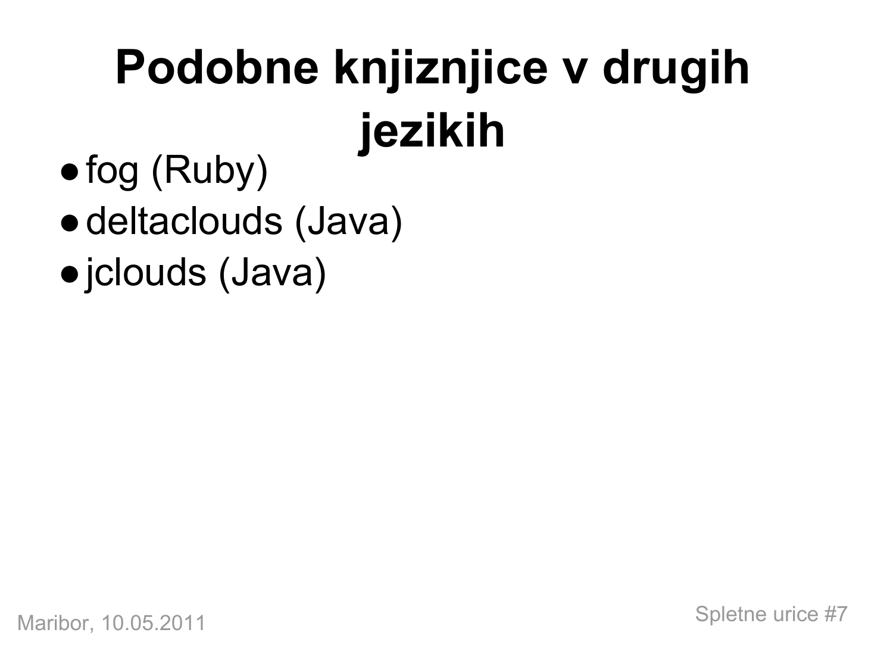# Podobne knjiznjice v drugih jezikih

- fog (Ruby)
- deltaclouds (Java)
- jclouds (Java)

Maribor, 10.05.2011

Spletne urice #7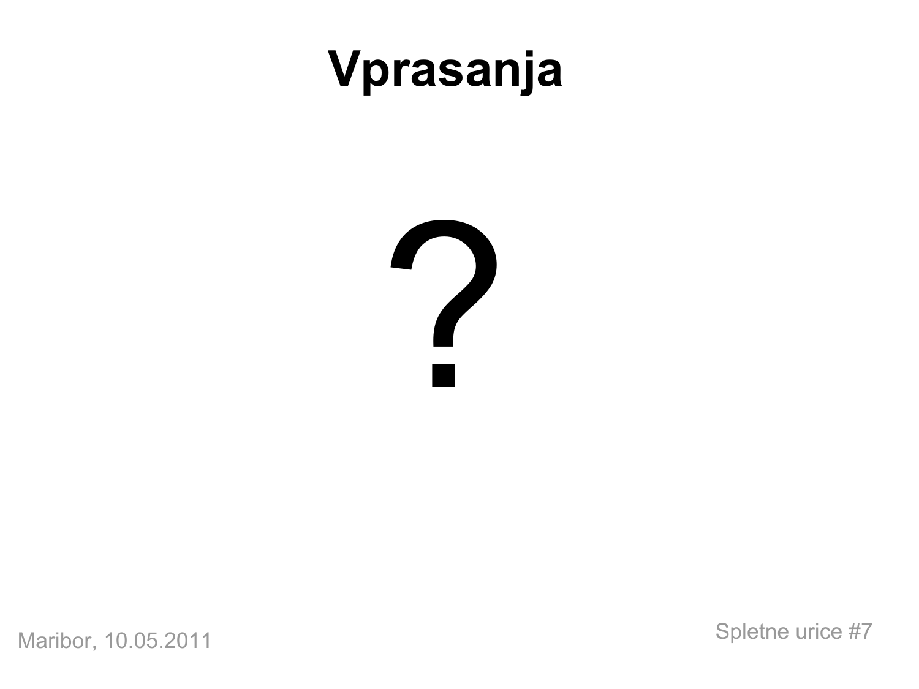# Vprasanja

?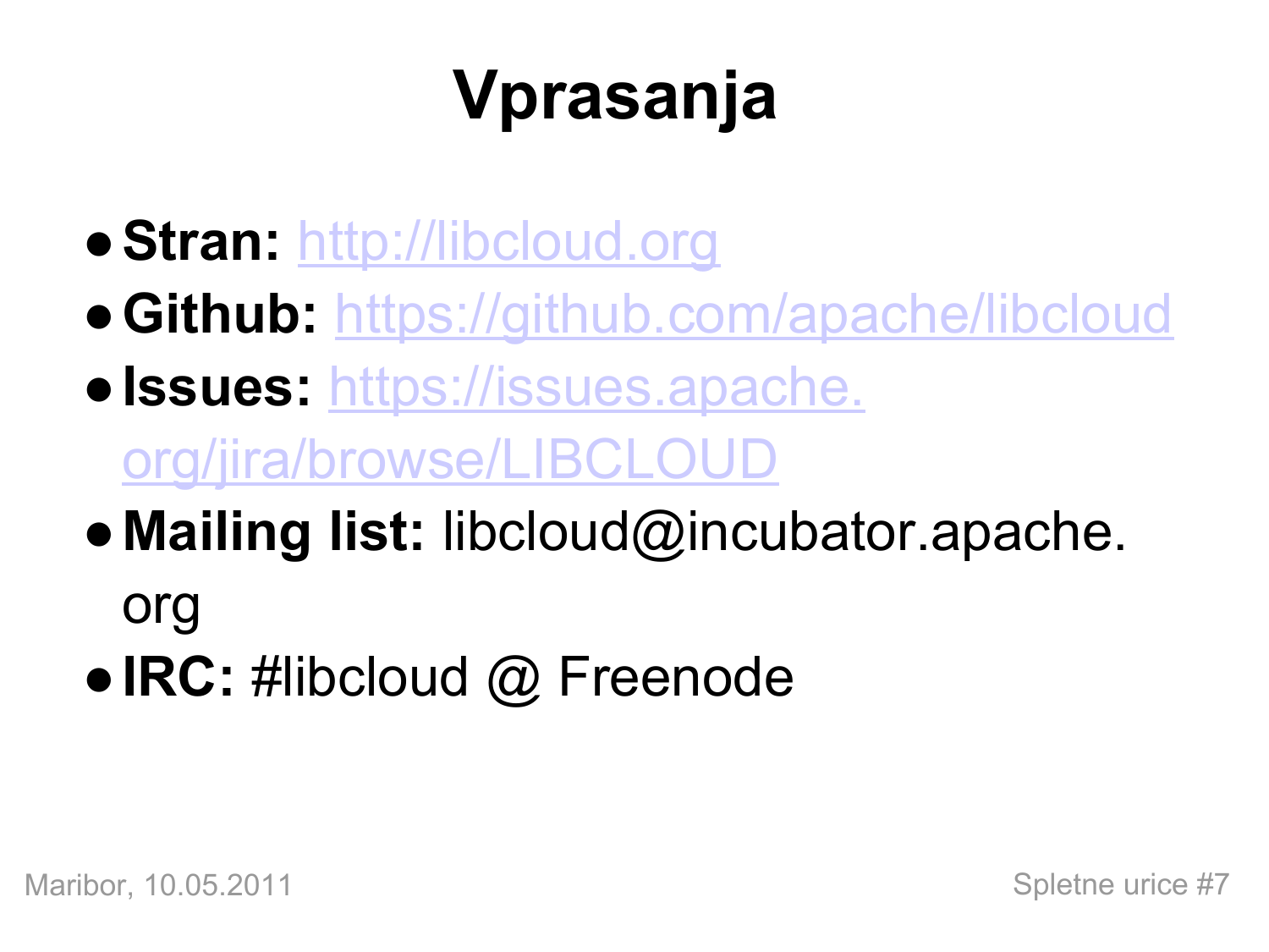# Vprasanja

- **Stran:** http://libcloud.org
- **Github:** https://github.com/apache/libcloud
- **Issues:** https://issues.apache.org/jira/browse/LIBCLOUD
- **Mailing list:** libcloud@incubator.apache.org
- **IRC:** #libcloud @ Freenode